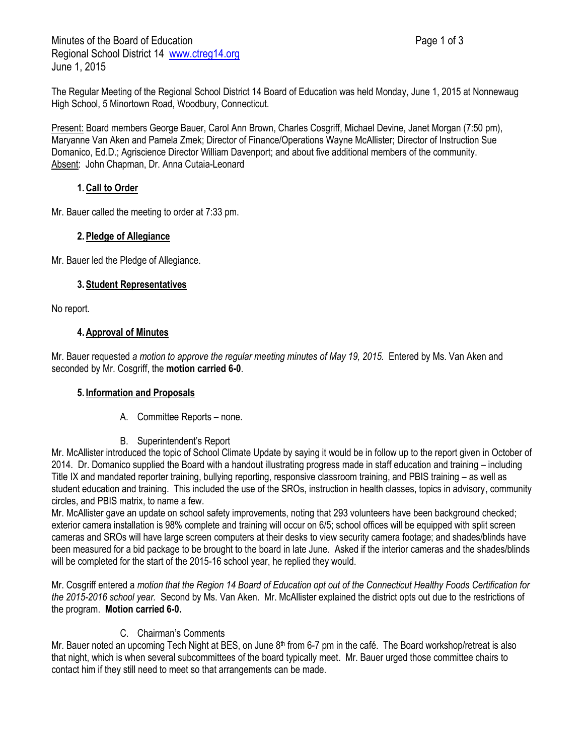Minutes of the Board of Education
Regional School District 14 [www.ctreg14.org](http://www.ctreg14.org)
June 1, 2015

The Regular Meeting of the Regional School District 14 Board of Education was held Monday, June 1, 2015 at Nonnewaug High School, 5 Minortown Road, Woodbury, Connecticut.

Present: Board members George Bauer, Carol Ann Brown, Charles Cosgriff, Michael Devine, Janet Morgan (7:50 pm), Maryanne Van Aken and Pamela Zmek; Director of Finance/Operations Wayne McAllister; Director of Instruction Sue Domanico, Ed.D.; Agriscience Director William Davenport; and about five additional members of the community.
Absent: John Chapman, Dr. Anna Cutaia-Leonard

1. **Call to Order**

Mr. Bauer called the meeting to order at 7:33 pm.

2. **Pledge of Allegiance**

Mr. Bauer led the Pledge of Allegiance.

3. **Student Representatives**

No report.

4. **Approval of Minutes**

Mr. Bauer requested *a motion to approve the regular meeting minutes of May 19, 2015.* Entered by Ms. Van Aken and seconded by Mr. Cosgriff, the **motion carried 6-0**.

5. **Information and Proposals**

A. Committee Reports – none.

B. Superintendent's Report

Mr. McAllister introduced the topic of School Climate Update by saying it would be in follow up to the report given in October of 2014. Dr. Domanico supplied the Board with a handout illustrating progress made in staff education and training – including Title IX and mandated reporter training, bullying reporting, responsive classroom training, and PBIS training – as well as student education and training. This included the use of the SROs, instruction in health classes, topics in advisory, community circles, and PBIS matrix, to name a few.
Mr. McAllister gave an update on school safety improvements, noting that 293 volunteers have been background checked; exterior camera installation is 98% complete and training will occur on 6/5; school offices will be equipped with split screen cameras and SROs will have large screen computers at their desks to view security camera footage; and shades/blinds have been measured for a bid package to be brought to the board in late June. Asked if the interior cameras and the shades/blinds will be completed for the start of the 2015-16 school year, he replied they would.

Mr. Cosgriff entered a *motion that the Region 14 Board of Education opt out of the Connecticut Healthy Foods Certification for the 2015-2016 school year.* Second by Ms. Van Aken. Mr. McAllister explained the district opts out due to the restrictions of the program. **Motion carried 6-0.**

C. Chairman's Comments

Mr. Bauer noted an upcoming Tech Night at BES, on June 8th from 6-7 pm in the café. The Board workshop/retreat is also that night, which is when several subcommittees of the board typically meet. Mr. Bauer urged those committee chairs to contact him if they still need to meet so that arrangements can be made.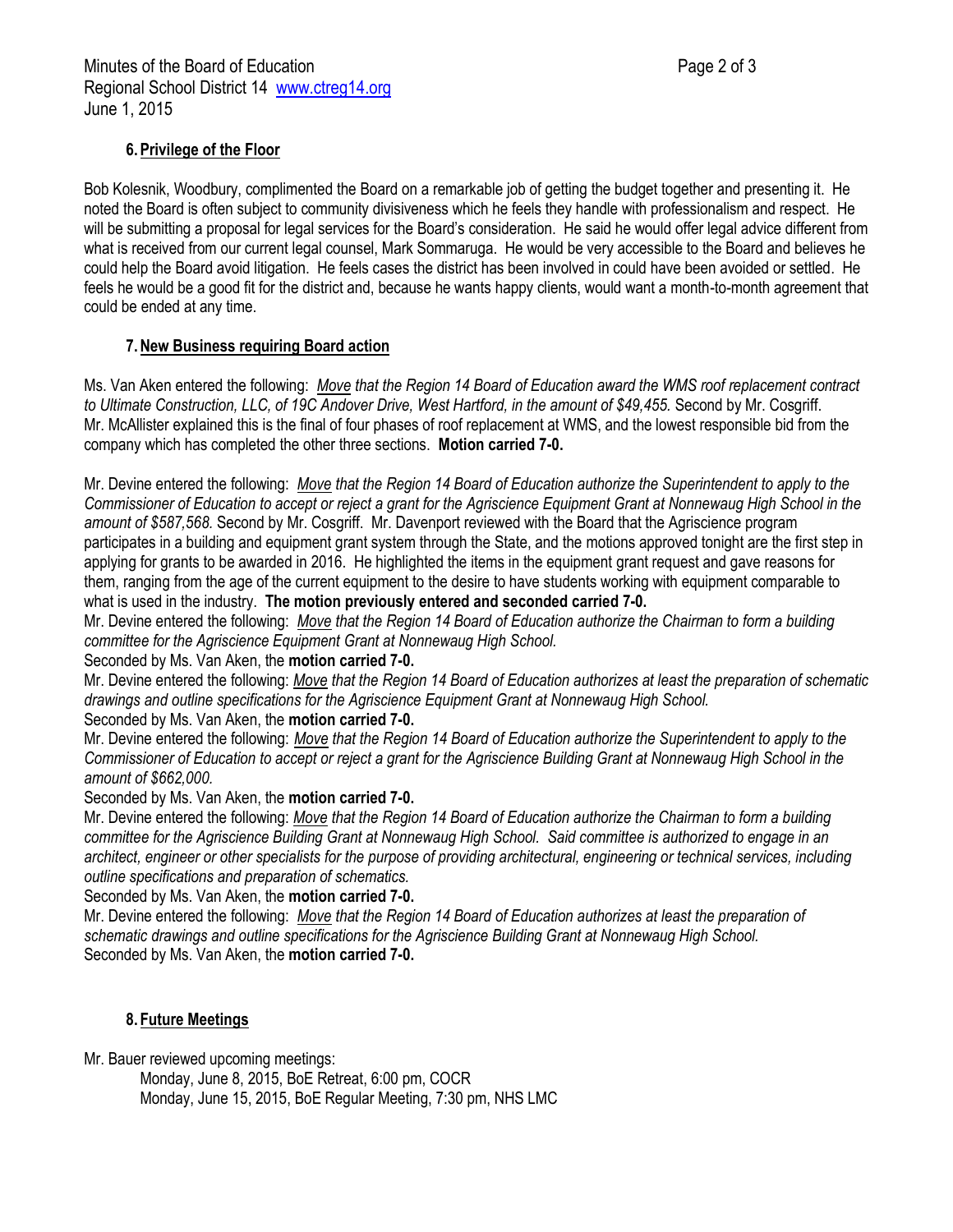### 6. Privilege of the Floor

Bob Kolesnik, Woodbury, complimented the Board on a remarkable job of getting the budget together and presenting it. He noted the Board is often subject to community divisiveness which he feels they handle with professionalism and respect. He will be submitting a proposal for legal services for the Board's consideration. He said he would offer legal advice different from what is received from our current legal counsel, Mark Sommaruga. He would be very accessible to the Board and believes he could help the Board avoid litigation. He feels cases the district has been involved in could have been avoided or settled. He feels he would be a good fit for the district and, because he wants happy clients, would want a month-to-month agreement that could be ended at any time.

### 7. New Business requiring Board action

Ms. Van Aken entered the following: *Move that the Region 14 Board of Education award the WMS roof replacement contract to Ultimate Construction, LLC, of 19C Andover Drive, West Hartford, in the amount of $49,455.* Second by Mr. Cosgriff. Mr. McAllister explained this is the final of four phases of roof replacement at WMS, and the lowest responsible bid from the company which has completed the other three sections. **Motion carried 7-0.**

Mr. Devine entered the following: *Move that the Region 14 Board of Education authorize the Superintendent to apply to the Commissioner of Education to accept or reject a grant for the Agriscience Equipment Grant at Nonnewaug High School in the amount of $587,568.* Second by Mr. Cosgriff. Mr. Davenport reviewed with the Board that the Agriscience program participates in a building and equipment grant system through the State, and the motions approved tonight are the first step in applying for grants to be awarded in 2016. He highlighted the items in the equipment grant request and gave reasons for them, ranging from the age of the current equipment to the desire to have students working with equipment comparable to what is used in the industry. **The motion previously entered and seconded carried 7-0.**

Mr. Devine entered the following: *Move that the Region 14 Board of Education authorize the Chairman to form a building committee for the Agriscience Equipment Grant at Nonnewaug High School.*

Seconded by Ms. Van Aken, the **motion carried 7-0.**

Mr. Devine entered the following: *Move that the Region 14 Board of Education authorizes at least the preparation of schematic drawings and outline specifications for the Agriscience Equipment Grant at Nonnewaug High School.*

Seconded by Ms. Van Aken, the **motion carried 7-0.**

Mr. Devine entered the following: *Move that the Region 14 Board of Education authorize the Superintendent to apply to the Commissioner of Education to accept or reject a grant for the Agriscience Building Grant at Nonnewaug High School in the amount of $662,000.*

Seconded by Ms. Van Aken, the **motion carried 7-0.**

Mr. Devine entered the following: *Move that the Region 14 Board of Education authorize the Chairman to form a building committee for the Agriscience Building Grant at Nonnewaug High School. Said committee is authorized to engage in an architect, engineer or other specialists for the purpose of providing architectural, engineering or technical services, including outline specifications and preparation of schematics.*

Seconded by Ms. Van Aken, the **motion carried 7-0.**

Mr. Devine entered the following: *Move that the Region 14 Board of Education authorizes at least the preparation of schematic drawings and outline specifications for the Agriscience Building Grant at Nonnewaug High School.*

Seconded by Ms. Van Aken, the **motion carried 7-0.**

### 8. Future Meetings

Mr. Bauer reviewed upcoming meetings:

Monday, June 8, 2015, BoE Retreat, 6:00 pm, COCR
Monday, June 15, 2015, BoE Regular Meeting, 7:30 pm, NHS LMC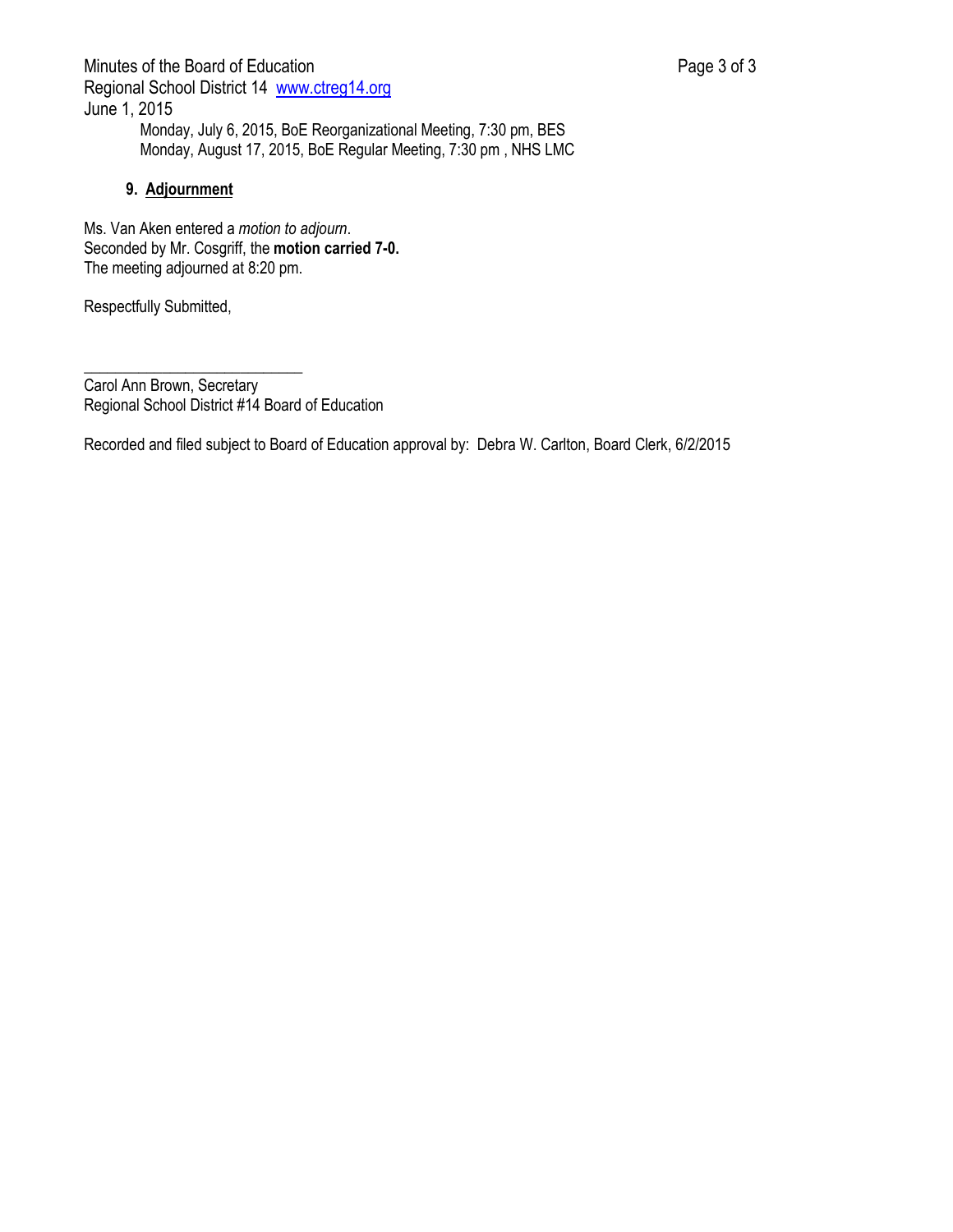Monday, July 6, 2015, BoE Reorganizational Meeting, 7:30 pm, BES
Monday, August 17, 2015, BoE Regular Meeting, 7:30 pm , NHS LMC

### 9. Adjournment

Ms. Van Aken entered a *motion to adjourn*.
Seconded by Mr. Cosgriff, the **motion carried 7-0.**
The meeting adjourned at 8:20 pm.

Respectfully Submitted,

\_\_\_\_\_\_\_\_\_\_\_\_\_\_\_\_\_\_\_\_\_\_\_\_\_\_\_\_

Carol Ann Brown, Secretary
Regional School District #14 Board of Education

Recorded and filed subject to Board of Education approval by: Debra W. Carlton, Board Clerk, 6/2/2015